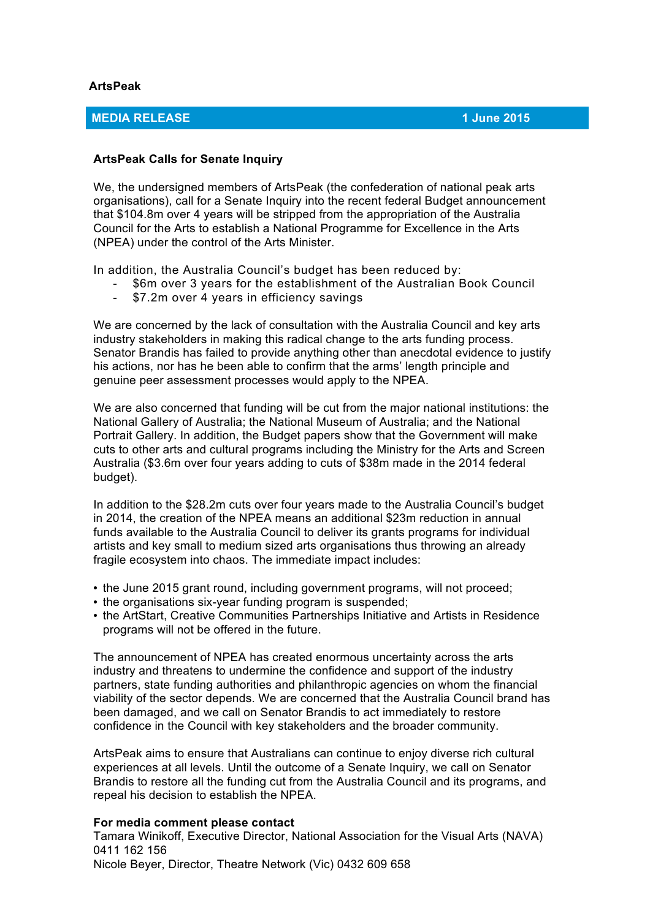**ArtsPeak**

**MEDIA RELEASE** **1 June 2015**

**ArtsPeak Calls for Senate Inquiry**

We, the undersigned members of ArtsPeak (the confederation of national peak arts organisations), call for a Senate Inquiry into the recent federal Budget announcement that $104.8m over 4 years will be stripped from the appropriation of the Australia Council for the Arts to establish a National Programme for Excellence in the Arts (NPEA) under the control of the Arts Minister.

In addition, the Australia Council's budget has been reduced by:

- $6m over 3 years for the establishment of the Australian Book Council
- $7.2m over 4 years in efficiency savings

We are concerned by the lack of consultation with the Australia Council and key arts industry stakeholders in making this radical change to the arts funding process. Senator Brandis has failed to provide anything other than anecdotal evidence to justify his actions, nor has he been able to confirm that the arms' length principle and genuine peer assessment processes would apply to the NPEA.

We are also concerned that funding will be cut from the major national institutions: the National Gallery of Australia; the National Museum of Australia; and the National Portrait Gallery. In addition, the Budget papers show that the Government will make cuts to other arts and cultural programs including the Ministry for the Arts and Screen Australia ($3.6m over four years adding to cuts of $38m made in the 2014 federal budget).

In addition to the $28.2m cuts over four years made to the Australia Council's budget in 2014, the creation of the NPEA means an additional $23m reduction in annual funds available to the Australia Council to deliver its grants programs for individual artists and key small to medium sized arts organisations thus throwing an already fragile ecosystem into chaos. The immediate impact includes:

- the June 2015 grant round, including government programs, will not proceed;
- the organisations six-year funding program is suspended;
- the ArtStart, Creative Communities Partnerships Initiative and Artists in Residence programs will not be offered in the future.

The announcement of NPEA has created enormous uncertainty across the arts industry and threatens to undermine the confidence and support of the industry partners, state funding authorities and philanthropic agencies on whom the financial viability of the sector depends. We are concerned that the Australia Council brand has been damaged, and we call on Senator Brandis to act immediately to restore confidence in the Council with key stakeholders and the broader community.

ArtsPeak aims to ensure that Australians can continue to enjoy diverse rich cultural experiences at all levels. Until the outcome of a Senate Inquiry, we call on Senator Brandis to restore all the funding cut from the Australia Council and its programs, and repeal his decision to establish the NPEA.

**For media comment please contact**

Tamara Winikoff, Executive Director, National Association for the Visual Arts (NAVA) 0411 162 156

Nicole Beyer, Director, Theatre Network (Vic) 0432 609 658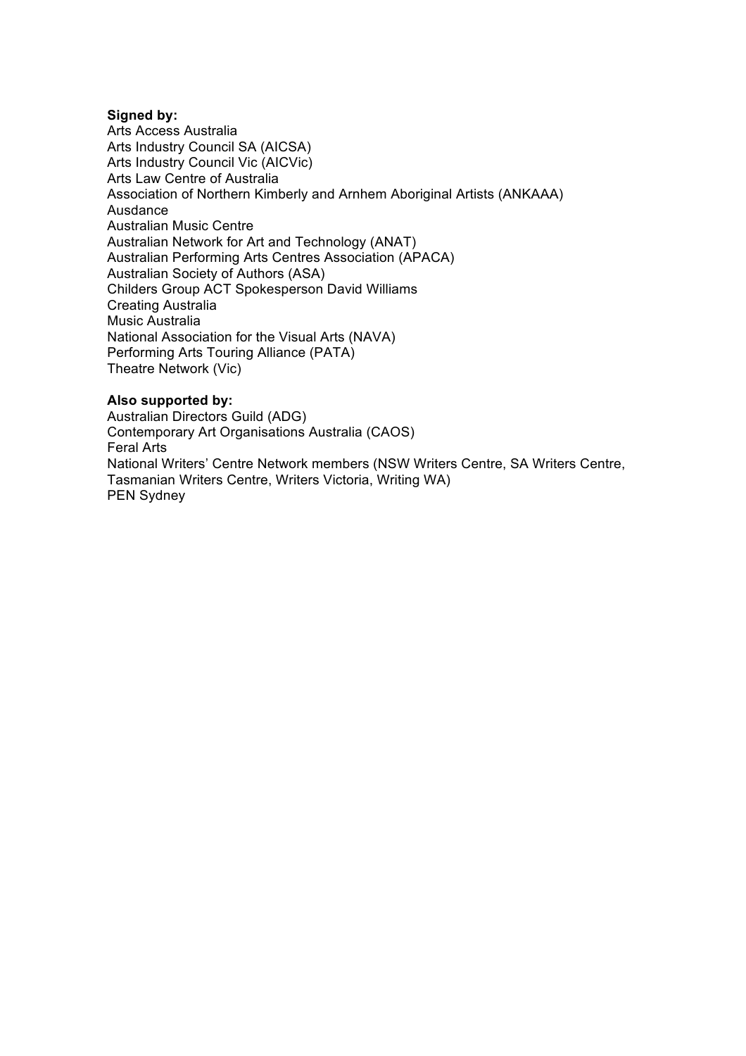**Signed by:**

Arts Access Australia
Arts Industry Council SA (AICSA)
Arts Industry Council Vic (AICVic)
Arts Law Centre of Australia
Association of Northern Kimberly and Arnhem Aboriginal Artists (ANKAAA)
Ausdance
Australian Music Centre
Australian Network for Art and Technology (ANAT)
Australian Performing Arts Centres Association (APACA)
Australian Society of Authors (ASA)
Childers Group ACT Spokesperson David Williams
Creating Australia
Music Australia
National Association for the Visual Arts (NAVA)
Performing Arts Touring Alliance (PATA)
Theatre Network (Vic)

**Also supported by:**

Australian Directors Guild (ADG)
Contemporary Art Organisations Australia (CAOS)
Feral Arts
National Writers' Centre Network members (NSW Writers Centre, SA Writers Centre, Tasmanian Writers Centre, Writers Victoria, Writing WA)
PEN Sydney